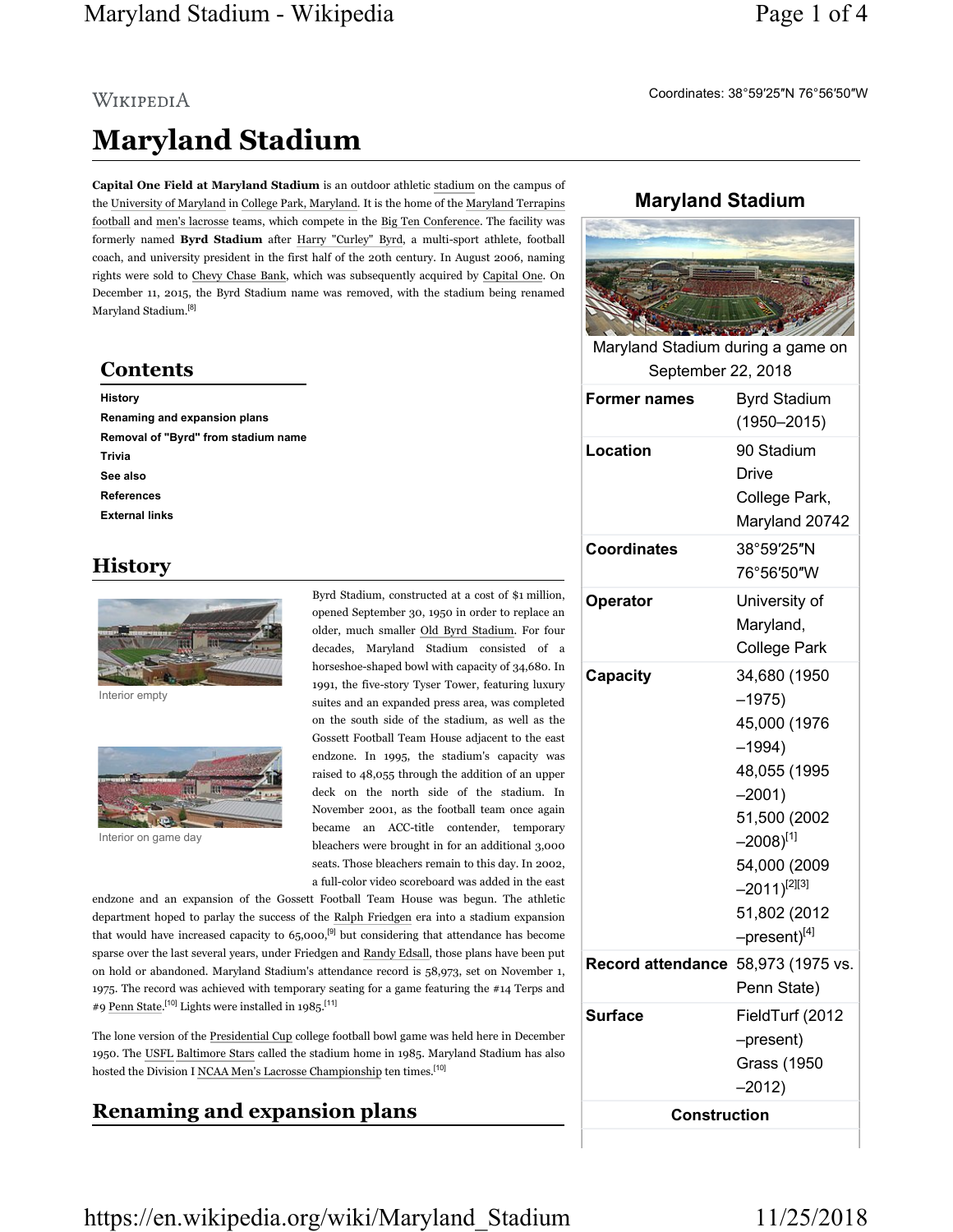Coordinates: 38°59′25″N 76°56′50″W

# Maryland Stadium

**Capital One Field at Maryland Stadium** is an outdoor athletic stadium on the campus of the University of Maryland in College Park, Maryland. It is the home of the Maryland Terrapins football and men's lacrosse teams, which compete in the Big Ten Conference. The facility was formerly named **Byrd Stadium** after Harry "Curley" Byrd, a multi-sport athlete, football coach, and university president in the first half of the 20th century. In August 2006, naming rights were sold to Chevy Chase Bank, which was subsequently acquired by Capital One. On December 11, 2015, the Byrd Stadium name was removed, with the stadium being renamed Maryland Stadium.[8]

## Maryland Stadium

Maryland Stadium during a game on September 22, 2018

| | |
|---|---|
| **Former names** | Byrd Stadium (1950–2015) |
| **Location** | 90 Stadium Drive College Park, Maryland 20742 |
| **Coordinates** | 38°59′25″N 76°56′50″W |
| **Operator** | University of Maryland, College Park |
| **Capacity** | 34,680 (1950–1975) 45,000 (1976–1994) 48,055 (1995–2001) 51,500 (2002–2008)[1] 54,000 (2009–2011)[2][3] 51,802 (2012–present)[4] |
| **Record attendance** | 58,973 (1975 vs. Penn State) |
| **Surface** | FieldTurf (2012–present) Grass (1950–2012) |
| **Construction** | |

## Contents

- History
- Renaming and expansion plans
- Removal of "Byrd" from stadium name
- Trivia
- See also
- References
- External links

## History

Interior empty

Interior on game day

Byrd Stadium, constructed at a cost of $1 million, opened September 30, 1950 in order to replace an older, much smaller Old Byrd Stadium. For four decades, Maryland Stadium consisted of a horseshoe-shaped bowl with capacity of 34,680. In 1991, the five-story Tyser Tower, featuring luxury suites and an expanded press area, was completed on the south side of the stadium, as well as the Gossett Football Team House adjacent to the east endzone. In 1995, the stadium's capacity was raised to 48,055 through the addition of an upper deck on the north side of the stadium. In November 2001, as the football team once again became an ACC-title contender, temporary bleachers were brought in for an additional 3,000 seats. Those bleachers remain to this day. In 2002, a full-color video scoreboard was added in the east endzone and an expansion of the Gossett Football Team House was begun. The athletic department hoped to parlay the success of the Ralph Friedgen era into a stadium expansion that would have increased capacity to 65,000,[9] but considering that attendance has become sparse over the last several years, under Friedgen and Randy Edsall, those plans have been put on hold or abandoned. Maryland Stadium's attendance record is 58,973, set on November 1, 1975. The record was achieved with temporary seating for a game featuring the #14 Terps and #9 Penn State.[10] Lights were installed in 1985.[11]

The lone version of the Presidential Cup college football bowl game was held here in December 1950. The USFL Baltimore Stars called the stadium home in 1985. Maryland Stadium has also hosted the Division I NCAA Men's Lacrosse Championship ten times.[10]

## Renaming and expansion plans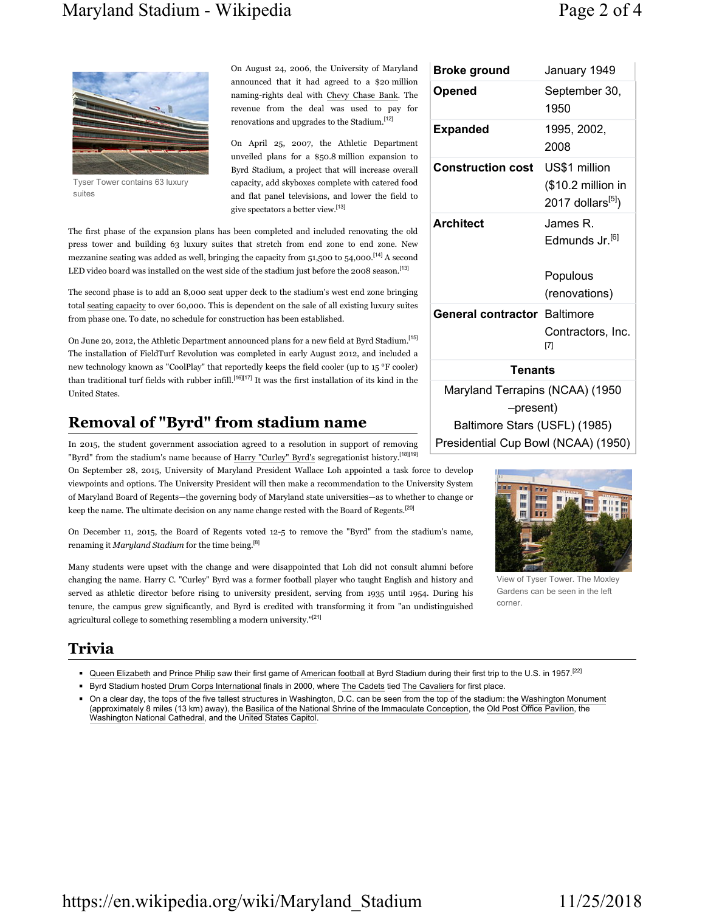On August 24, 2006, the University of Maryland announced that it had agreed to a $20 million naming-rights deal with Chevy Chase Bank. The revenue from the deal was used to pay for renovations and upgrades to the Stadium.[12]

Tyser Tower contains 63 luxury suites

On April 25, 2007, the Athletic Department unveiled plans for a $50.8 million expansion to Byrd Stadium, a project that will increase overall capacity, add skyboxes complete with catered food and flat panel televisions, and lower the field to give spectators a better view.[13]

| | |
|---|---|
| **Broke ground** | January 1949 |
| **Opened** | September 30, 1950 |
| **Expanded** | 1995, 2002, 2008 |
| **Construction cost** | US$1 million ($10.2 million in 2017 dollars[5]) |
| **Architect** | James R. Edmunds Jr.[6] Populous (renovations) |
| **General contractor** | Baltimore Contractors, Inc.[7] |

**Tenants**

Maryland Terrapins (NCAA) (1950–present)
Baltimore Stars (USFL) (1985)
Presidential Cup Bowl (NCAA) (1950)

The first phase of the expansion plans has been completed and included renovating the old press tower and building 63 luxury suites that stretch from end zone to end zone. New mezzanine seating was added as well, bringing the capacity from 51,500 to 54,000.[14] A second LED video board was installed on the west side of the stadium just before the 2008 season.[13]

The second phase is to add an 8,000 seat upper deck to the stadium's west end zone bringing total seating capacity to over 60,000. This is dependent on the sale of all existing luxury suites from phase one. To date, no schedule for construction has been established.

On June 20, 2012, the Athletic Department announced plans for a new field at Byrd Stadium.[15] The installation of FieldTurf Revolution was completed in early August 2012, and included a new technology known as "CoolPlay" that reportedly keeps the field cooler (up to 15 °F cooler) than traditional turf fields with rubber infill.[16][17] It was the first installation of its kind in the United States.

## Removal of "Byrd" from stadium name

In 2015, the student government association agreed to a resolution in support of removing "Byrd" from the stadium's name because of Harry "Curley" Byrd's segregationist history.[18][19] On September 28, 2015, University of Maryland President Wallace Loh appointed a task force to develop viewpoints and options. The University President will then make a recommendation to the University System of Maryland Board of Regents—the governing body of Maryland state universities—as to whether to change or keep the name. The ultimate decision on any name change rested with the Board of Regents.[20]

On December 11, 2015, the Board of Regents voted 12-5 to remove the "Byrd" from the stadium's name, renaming it *Maryland Stadium* for the time being.[8]

Many students were upset with the change and were disappointed that Loh did not consult alumni before changing the name. Harry C. "Curley" Byrd was a former football player who taught English and history and served as athletic director before rising to university president, serving from 1935 until 1954. During his tenure, the campus grew significantly, and Byrd is credited with transforming it from "an undistinguished agricultural college to something resembling a modern university."[21]

View of Tyser Tower. The Moxley Gardens can be seen in the left corner.

## Trivia

- Queen Elizabeth and Prince Philip saw their first game of American football at Byrd Stadium during their first trip to the U.S. in 1957.[22]
- Byrd Stadium hosted Drum Corps International finals in 2000, where The Cadets tied The Cavaliers for first place.
- On a clear day, the tops of the five tallest structures in Washington, D.C. can be seen from the top of the stadium: the Washington Monument (approximately 8 miles (13 km) away), the Basilica of the National Shrine of the Immaculate Conception, the Old Post Office Pavilion, the Washington National Cathedral, and the United States Capitol.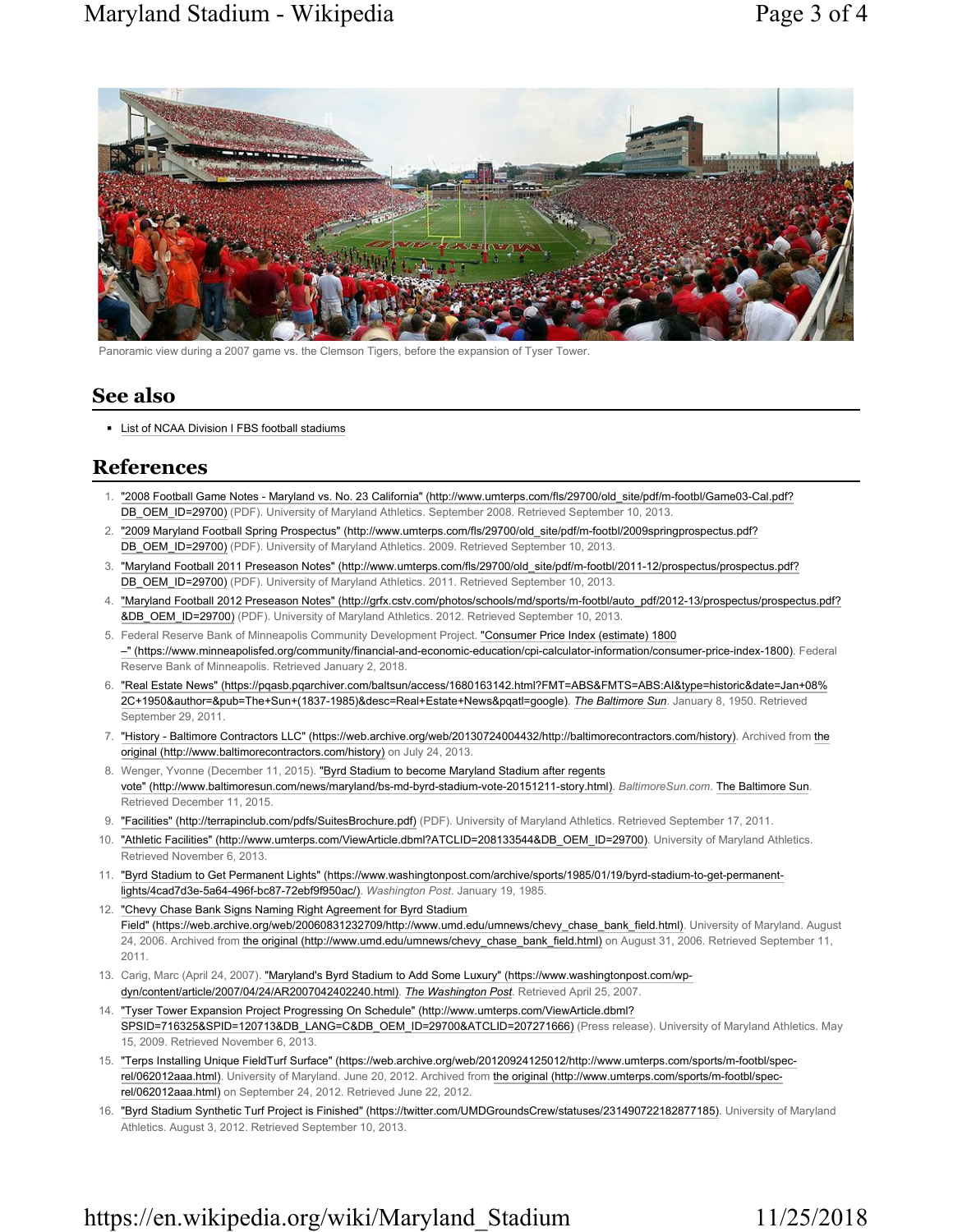Panoramic view during a 2007 game vs. the Clemson Tigers, before the expansion of Tyser Tower.

## See also

- List of NCAA Division I FBS football stadiums

## References

1. "2008 Football Game Notes - Maryland vs. No. 23 California" (http://www.umterps.com/fls/29700/old_site/pdf/m-footbl/Game03-Cal.pdf?DB_OEM_ID=29700) (PDF). University of Maryland Athletics. September 2008. Retrieved September 10, 2013.
2. "2009 Maryland Football Spring Prospectus" (http://www.umterps.com/fls/29700/old_site/pdf/m-footbl/2009springprospectus.pdf?DB_OEM_ID=29700) (PDF). University of Maryland Athletics. 2009. Retrieved September 10, 2013.
3. "Maryland Football 2011 Preseason Notes" (http://www.umterps.com/fls/29700/old_site/pdf/m-footbl/2011-12/prospectus/prospectus.pdf?DB_OEM_ID=29700) (PDF). University of Maryland Athletics. 2011. Retrieved September 10, 2013.
4. "Maryland Football 2012 Preseason Notes" (http://grfx.cstv.com/photos/schools/md/sports/m-footbl/auto_pdf/2012-13/prospectus/prospectus.pdf?&DB_OEM_ID=29700) (PDF). University of Maryland Athletics. 2012. Retrieved September 10, 2013.
5. Federal Reserve Bank of Minneapolis Community Development Project. "Consumer Price Index (estimate) 1800–" (https://www.minneapolisfed.org/community/financial-and-economic-education/cpi-calculator-information/consumer-price-index-1800). Federal Reserve Bank of Minneapolis. Retrieved January 2, 2018.
6. "Real Estate News" (https://pqasb.pqarchiver.com/baltsun/access/1680163142.html?FMT=ABS&FMTS=ABS:AI&type=historic&date=Jan+08%2C+1950&author=&pub=The+Sun+(1837-1985)&desc=Real+Estate+News&pqatl=google). *The Baltimore Sun*. January 8, 1950. Retrieved September 29, 2011.
7. "History - Baltimore Contractors LLC" (https://web.archive.org/web/20130724004432/http://baltimorecontractors.com/history). Archived from the original (http://www.baltimorecontractors.com/history) on July 24, 2013.
8. Wenger, Yvonne (December 11, 2015). "Byrd Stadium to become Maryland Stadium after regents vote" (http://www.baltimoresun.com/news/maryland/bs-md-byrd-stadium-vote-20151211-story.html). *BaltimoreSun.com*. The Baltimore Sun. Retrieved December 11, 2015.
9. "Facilities" (http://terrapinclub.com/pdfs/SuitesBrochure.pdf) (PDF). University of Maryland Athletics. Retrieved September 17, 2011.
10. "Athletic Facilities" (http://www.umterps.com/ViewArticle.dbml?ATCLID=208133544&DB_OEM_ID=29700). University of Maryland Athletics. Retrieved November 6, 2013.
11. "Byrd Stadium to Get Permanent Lights" (https://www.washingtonpost.com/archive/sports/1985/01/19/byrd-stadium-to-get-permanent-lights/4cad7d3e-5a64-496f-bc87-72ebf9f950ac/). *Washington Post*. January 19, 1985.
12. "Chevy Chase Bank Signs Naming Right Agreement for Byrd Stadium Field" (https://web.archive.org/web/20060831232709/http://www.umd.edu/umnews/chevy_chase_bank_field.html). University of Maryland. August 24, 2006. Archived from the original (http://www.umd.edu/umnews/chevy_chase_bank_field.html) on August 31, 2006. Retrieved September 11, 2011.
13. Carig, Marc (April 24, 2007). "Maryland's Byrd Stadium to Add Some Luxury" (https://www.washingtonpost.com/wp-dyn/content/article/2007/04/24/AR2007042402240.html). *The Washington Post*. Retrieved April 25, 2007.
14. "Tyser Tower Expansion Project Progressing On Schedule" (http://www.umterps.com/ViewArticle.dbml?SPSID=716325&SPID=120713&DB_LANG=C&DB_OEM_ID=29700&ATCLID=207271666) (Press release). University of Maryland Athletics. May 15, 2009. Retrieved November 6, 2013.
15. "Terps Installing Unique FieldTurf Surface" (https://web.archive.org/web/20120924125012/http://www.umterps.com/sports/m-footbl/spec-rel/062012aaa.html). University of Maryland. June 20, 2012. Archived from the original (http://www.umterps.com/sports/m-footbl/spec-rel/062012aaa.html) on September 24, 2012. Retrieved June 22, 2012.
16. "Byrd Stadium Synthetic Turf Project is Finished" (https://twitter.com/UMDGroundsCrew/statuses/231490722182877185). University of Maryland Athletics. August 3, 2012. Retrieved September 10, 2013.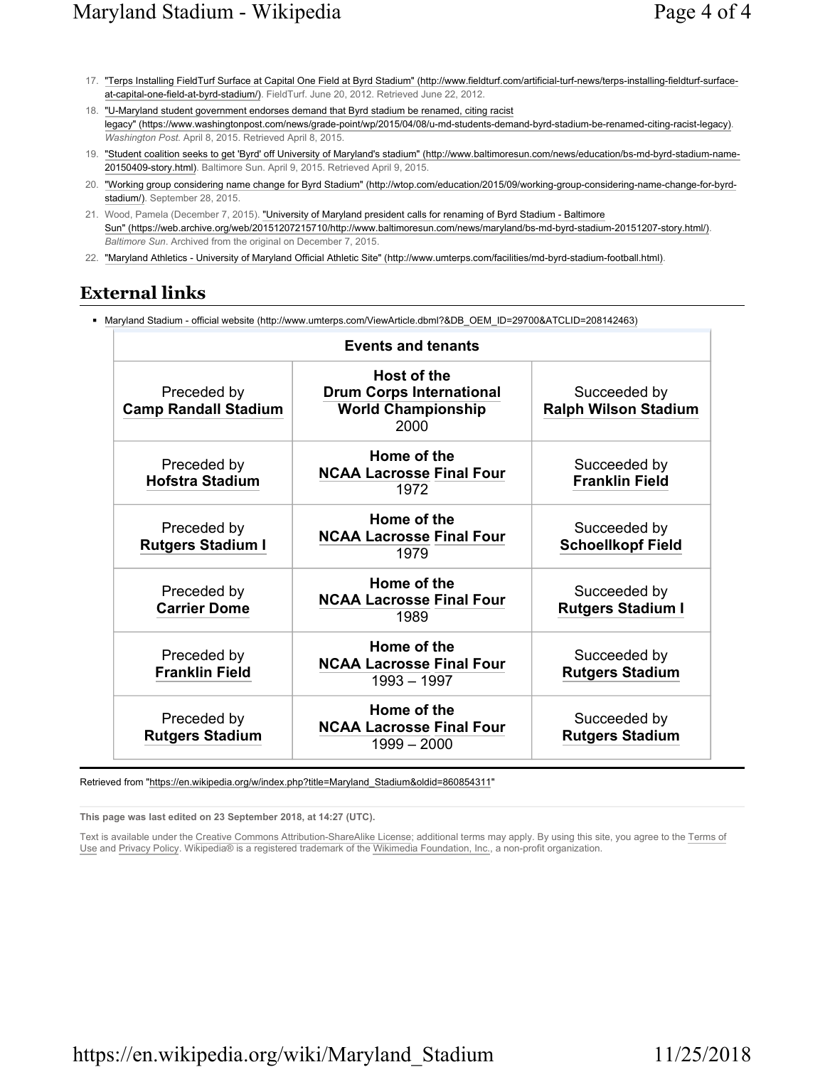17. "Terps Installing FieldTurf Surface at Capital One Field at Byrd Stadium" (http://www.fieldturf.com/artificial-turf-news/terps-installing-fieldturf-surface-at-capital-one-field-at-byrd-stadium/). FieldTurf. June 20, 2012. Retrieved June 22, 2012.
18. "U-Maryland student government endorses demand that Byrd stadium be renamed, citing racist legacy" (https://www.washingtonpost.com/news/grade-point/wp/2015/04/08/u-md-students-demand-byrd-stadium-be-renamed-citing-racist-legacy). *Washington Post*. April 8, 2015. Retrieved April 8, 2015.
19. "Student coalition seeks to get 'Byrd' off University of Maryland's stadium" (http://www.baltimoresun.com/news/education/bs-md-byrd-stadium-name-20150409-story.html). Baltimore Sun. April 9, 2015. Retrieved April 9, 2015.
20. "Working group considering name change for Byrd Stadium" (http://wtop.com/education/2015/09/working-group-considering-name-change-for-byrd-stadium/). September 28, 2015.
21. Wood, Pamela (December 7, 2015). "University of Maryland president calls for renaming of Byrd Stadium - Baltimore Sun" (https://web.archive.org/web/20151207215710/http://www.baltimoresun.com/news/maryland/bs-md-byrd-stadium-20151207-story.html/). *Baltimore Sun*. Archived from the original on December 7, 2015.
22. "Maryland Athletics - University of Maryland Official Athletic Site" (http://www.umterps.com/facilities/md-byrd-stadium-football.html).

## External links

- Maryland Stadium - official website (http://www.umterps.com/ViewArticle.dbml?&DB_OEM_ID=29700&ATCLID=208142463)

| Events and tenants | | |
|---|---|---|
| Preceded by **Camp Randall Stadium** | **Host of the Drum Corps International World Championship** 2000 | Succeeded by **Ralph Wilson Stadium** |
| Preceded by **Hofstra Stadium** | **Home of the NCAA Lacrosse Final Four** 1972 | Succeeded by **Franklin Field** |
| Preceded by **Rutgers Stadium I** | **Home of the NCAA Lacrosse Final Four** 1979 | Succeeded by **Schoellkopf Field** |
| Preceded by **Carrier Dome** | **Home of the NCAA Lacrosse Final Four** 1989 | Succeeded by **Rutgers Stadium I** |
| Preceded by **Franklin Field** | **Home of the NCAA Lacrosse Final Four** 1993 – 1997 | Succeeded by **Rutgers Stadium** |
| Preceded by **Rutgers Stadium** | **Home of the NCAA Lacrosse Final Four** 1999 – 2000 | Succeeded by **Rutgers Stadium** |

Retrieved from "https://en.wikipedia.org/w/index.php?title=Maryland_Stadium&oldid=860854311"

**This page was last edited on 23 September 2018, at 14:27 (UTC).**

Text is available under the Creative Commons Attribution-ShareAlike License; additional terms may apply. By using this site, you agree to the Terms of Use and Privacy Policy. Wikipedia® is a registered trademark of the Wikimedia Foundation, Inc., a non-profit organization.